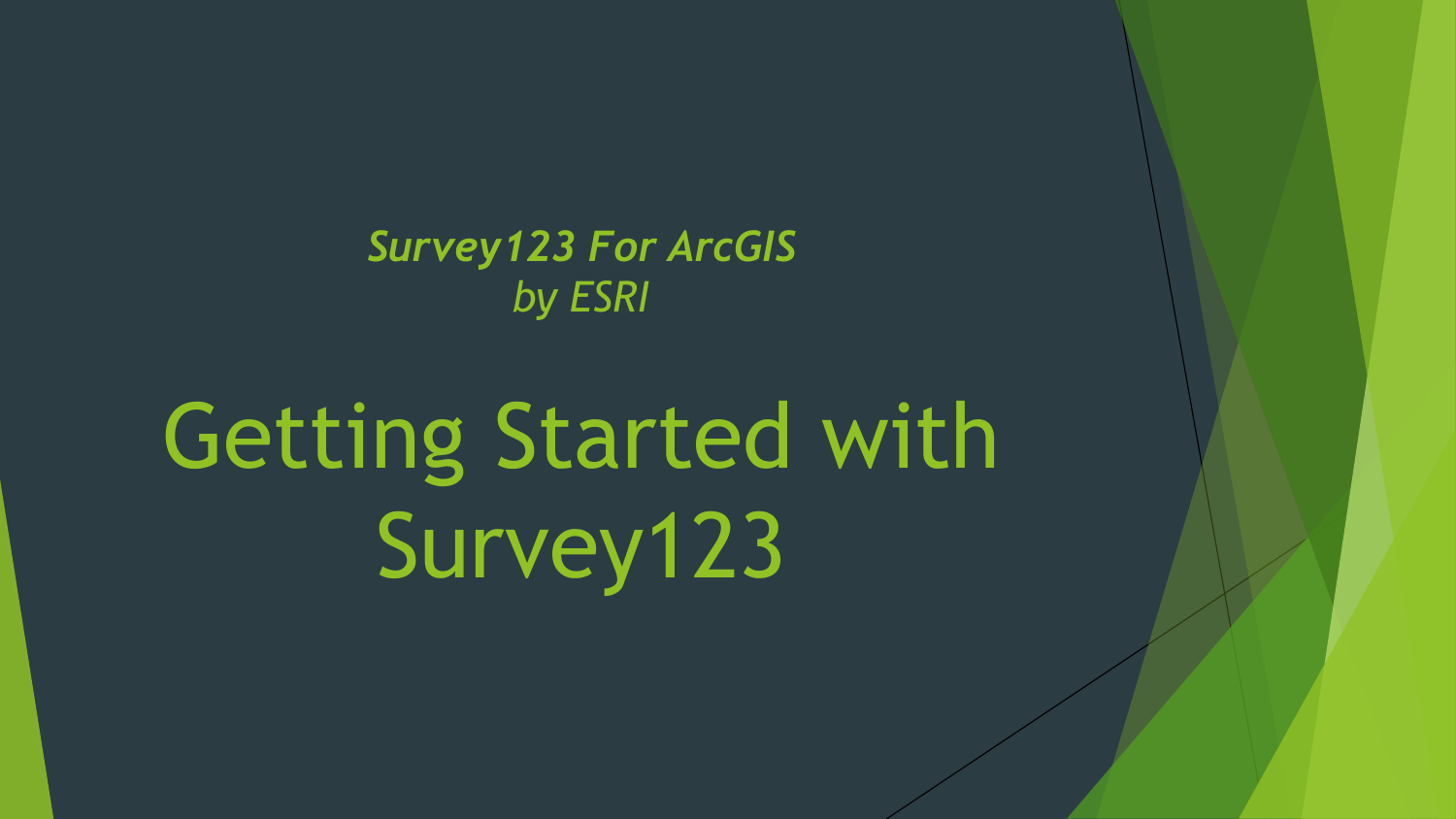*Survey123 For ArcGIS*
*by ESRI*

# Getting Started with Survey123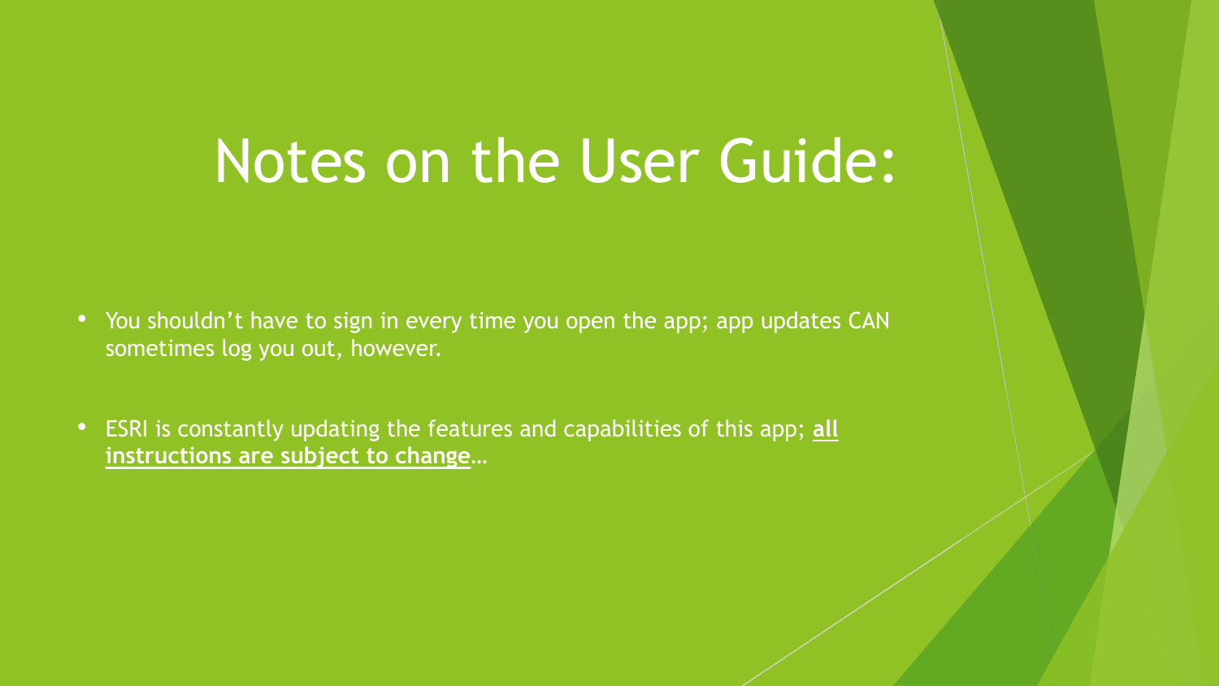# Notes on the User Guide:

- You shouldn't have to sign in every time you open the app; app updates CAN sometimes log you out, however.
- ESRI is constantly updating the features and capabilities of this app; **all instructions are subject to change**…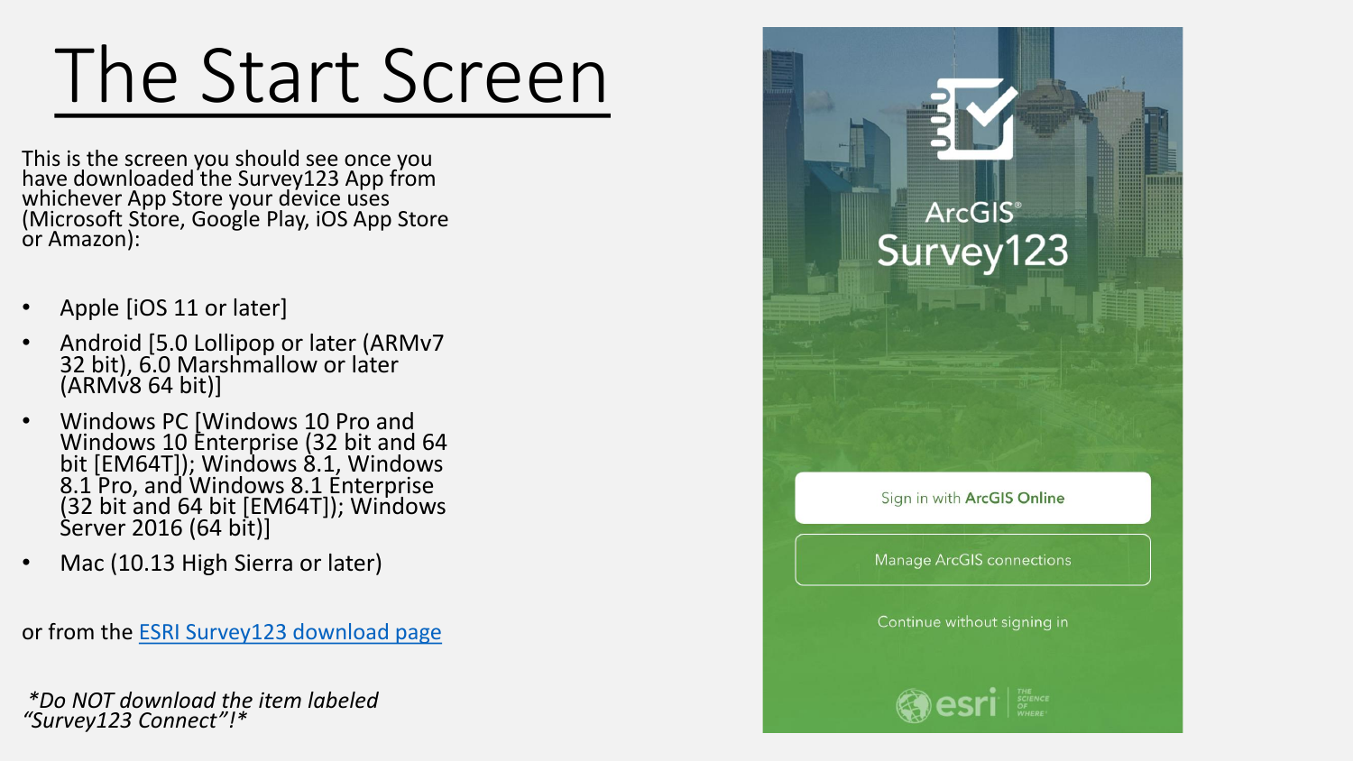# The Start Screen

This is the screen you should see once you have downloaded the Survey123 App from whichever App Store your device uses (Microsoft Store, Google Play, iOS App Store or Amazon):

- Apple [iOS 11 or later]
- Android [5.0 Lollipop or later (ARMv7 32 bit), 6.0 Marshmallow or later (ARMv8 64 bit)]
- Windows PC [Windows 10 Pro and Windows 10 Enterprise (32 bit and 64 bit [EM64T]); Windows 8.1, Windows 8.1 Pro, and Windows 8.1 Enterprise (32 bit and 64 bit [EM64T]); Windows Server 2016 (64 bit)]
- Mac (10.13 High Sierra or later)

or from the [ESRI Survey123 download page]()

*\*Do NOT download the item labeled "Survey123 Connect"!\**

ArcGIS® Survey123

Sign in with **ArcGIS Online**

Manage ArcGIS connections

Continue without signing in

esri THE SCIENCE OF WHERE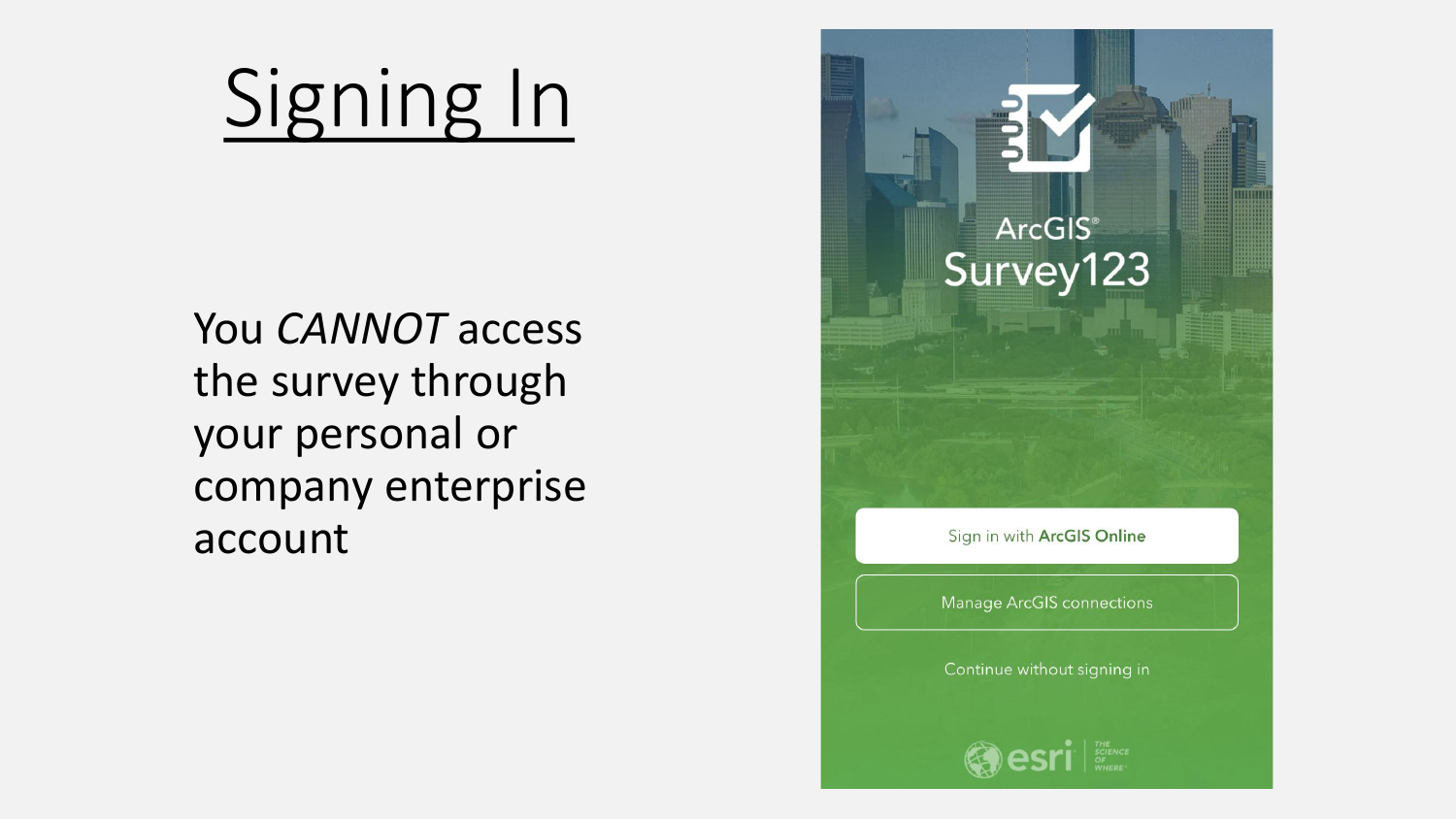# Signing In

You *CANNOT* access the survey through your personal or company enterprise account

ArcGIS®

Survey123

Sign in with **ArcGIS Online**

Manage ArcGIS connections

Continue without signing in

esri | THE SCIENCE OF WHERE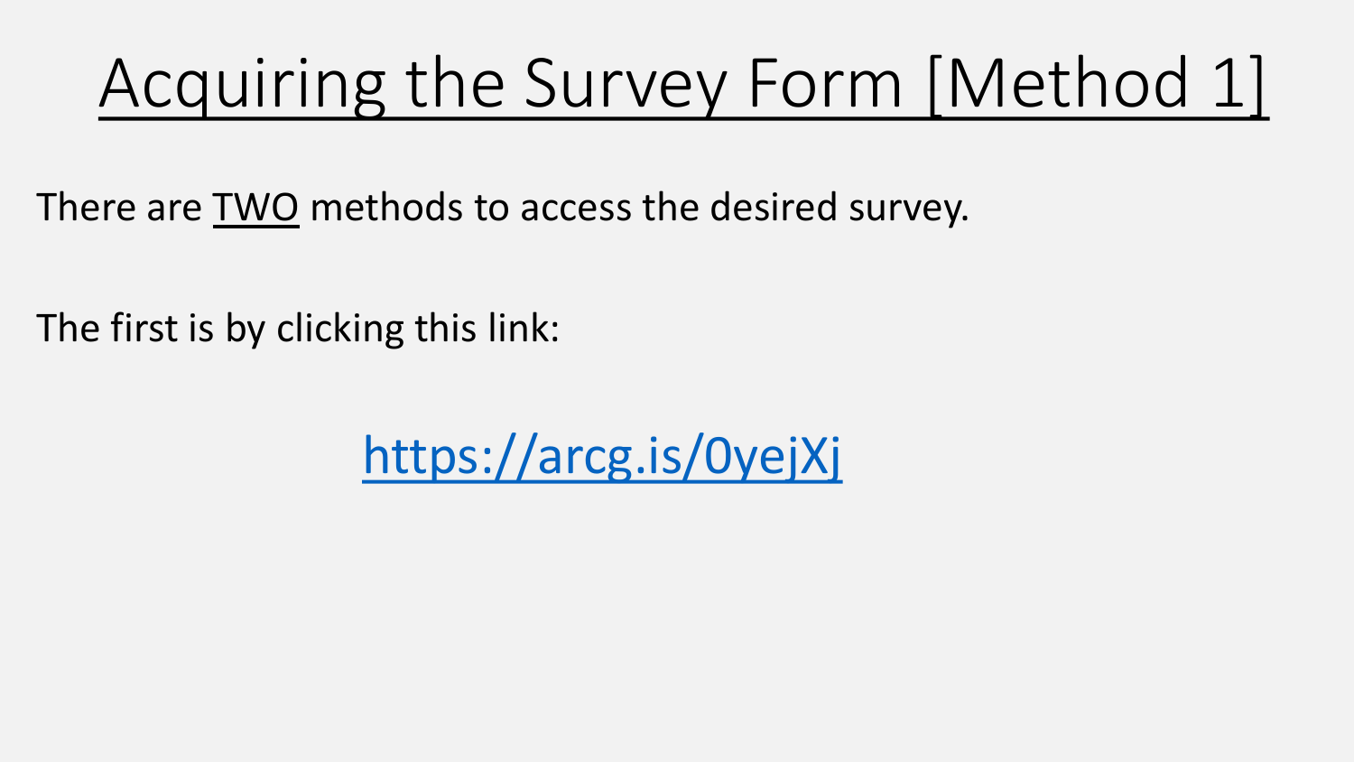# Acquiring the Survey Form [Method 1]

There are TWO methods to access the desired survey.

The first is by clicking this link:

https://arcg.is/0yejXj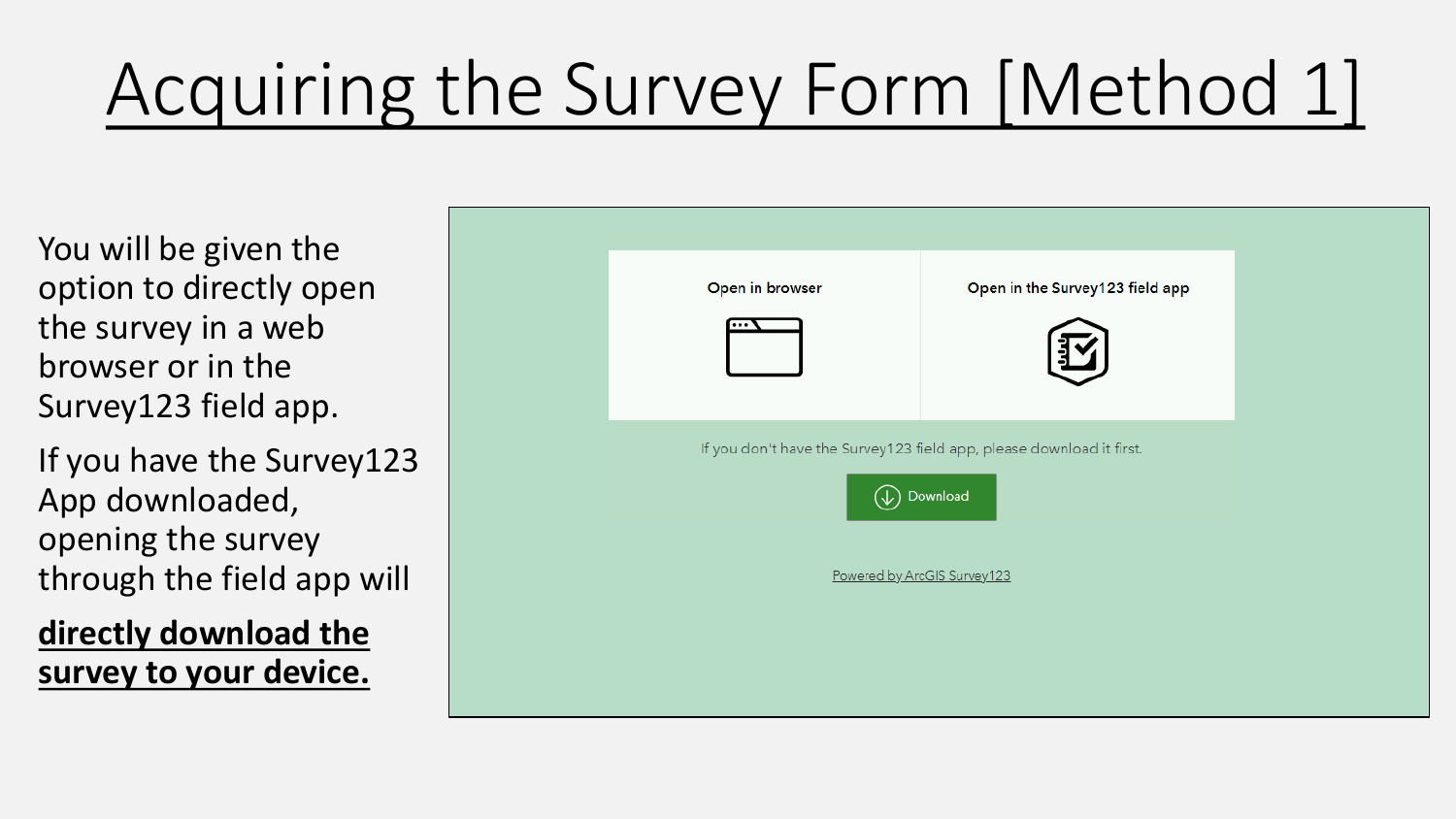# Acquiring the Survey Form [Method 1]

You will be given the option to directly open the survey in a web browser or in the Survey123 field app.

If you have the Survey123 App downloaded, opening the survey through the field app will

**directly download the survey to your device.**

Open in browser

Open in the Survey123 field app

If you don't have the Survey123 field app, please download it first.

Download

Powered by ArcGIS Survey123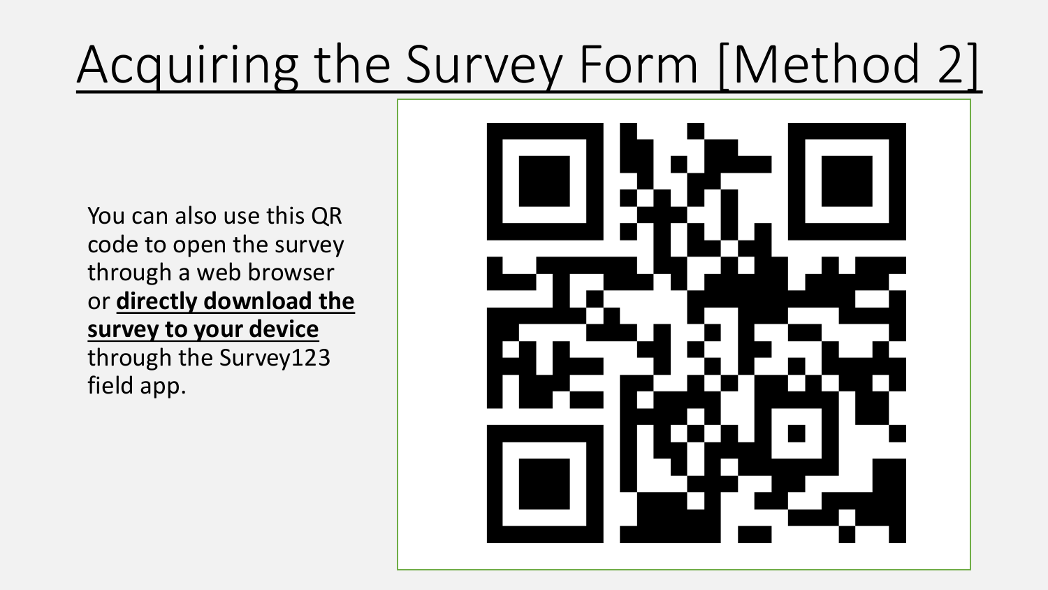# Acquiring the Survey Form [Method 2]

You can also use this QR code to open the survey through a web browser or **directly download the survey to your device** through the Survey123 field app.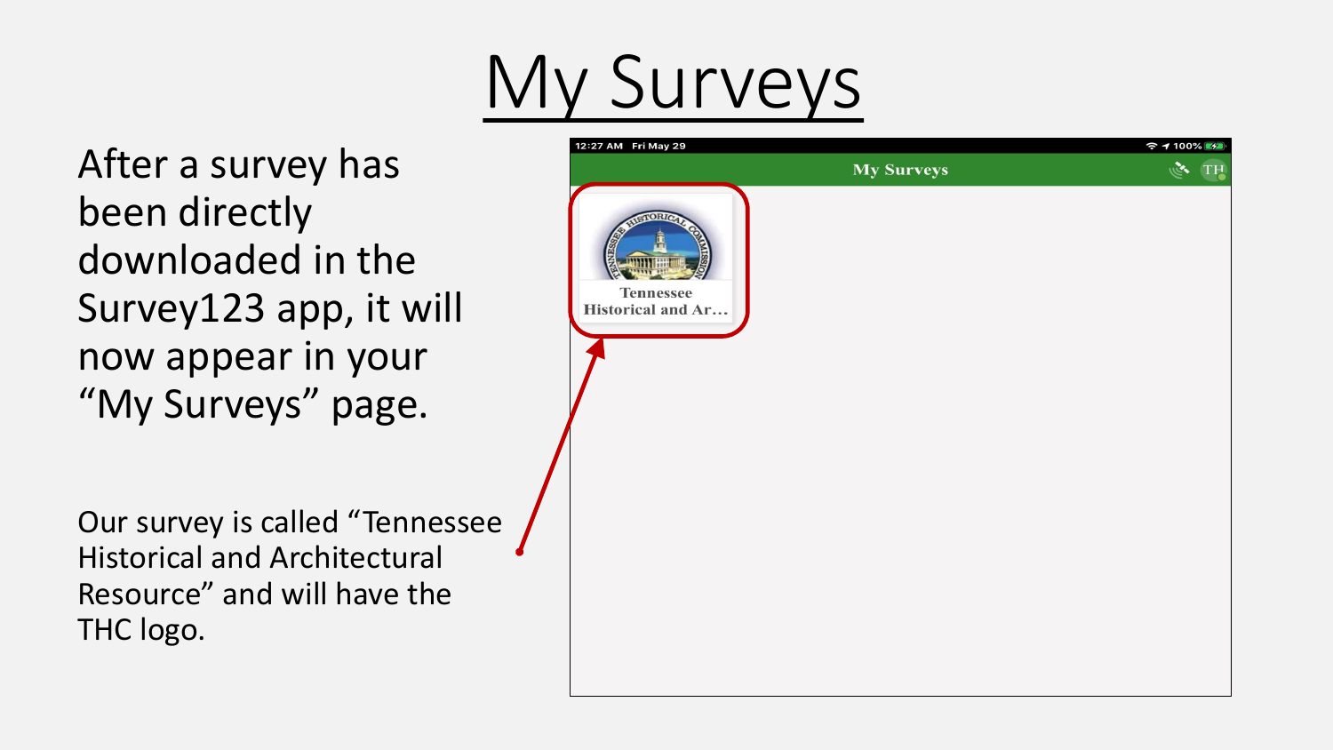# My Surveys

After a survey has been directly downloaded in the Survey123 app, it will now appear in your "My Surveys" page.

Our survey is called "Tennessee Historical and Architectural Resource" and will have the THC logo.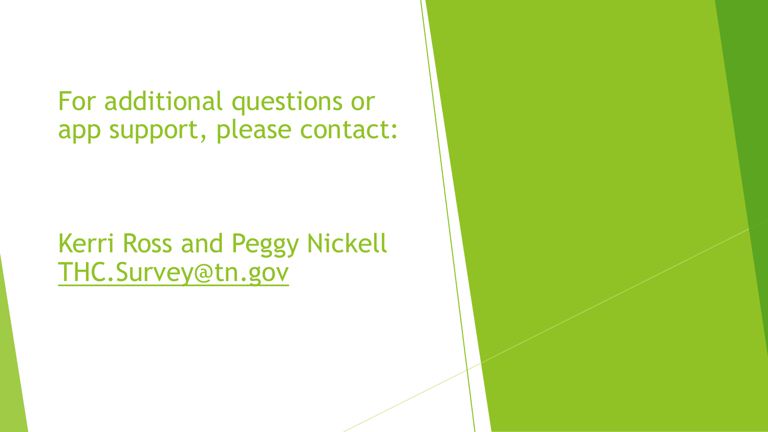For additional questions or app support, please contact:

Kerri Ross and Peggy Nickell
THC.Survey@tn.gov